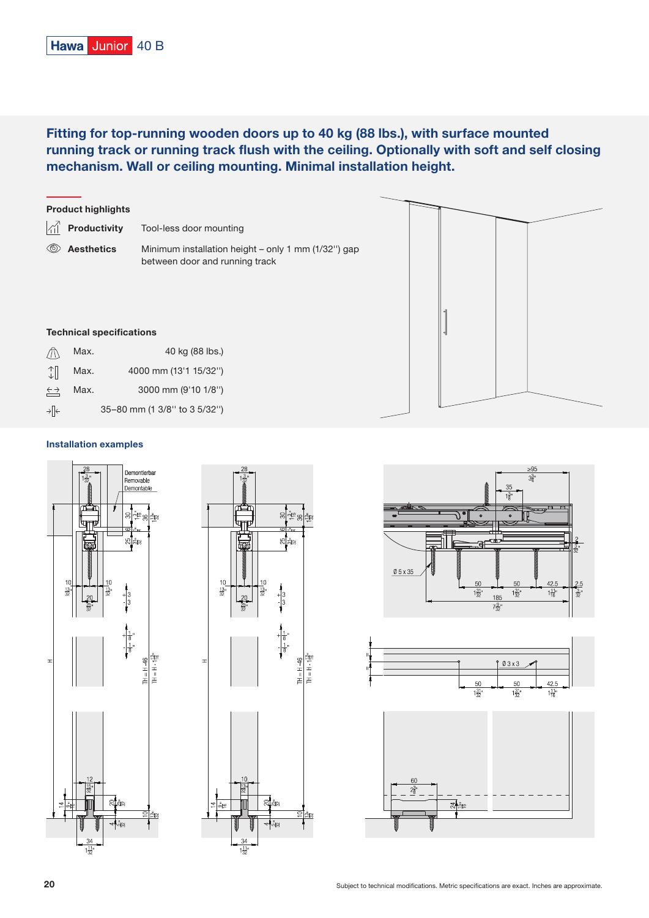# Hawa Junior 40 B

## Fitting for top-running wooden doors up to 40 kg (88 lbs.), with surface mounted running track or running track flush with the ceiling. Optionally with soft and self closing mechanism. Wall or ceiling mounting. Minimal installation height.

### Product highlights

| | |
|---|---|
| **Productivity** | Tool-less door mounting |
| **Aesthetics** | Minimum installation height – only 1 mm (1/32'') gap between door and running track |

### Technical specifications

| | |
|---|---|
| Max. | 40 kg (88 lbs.) |
| Max. | 4000 mm (13'1 15/32'') |
| Max. | 3000 mm (9'10 1/8'') |
| | 35–80 mm (1 3/8'' to 3 5/32'') |

### Installation examples

Demontierbar
Removable
Démontable

TH = H - 46
TH = H - 1 13/16"

Ø 5 x 35

Ø 3 x 3

Subject to technical modifications. Metric specifications are exact. Inches are approximate.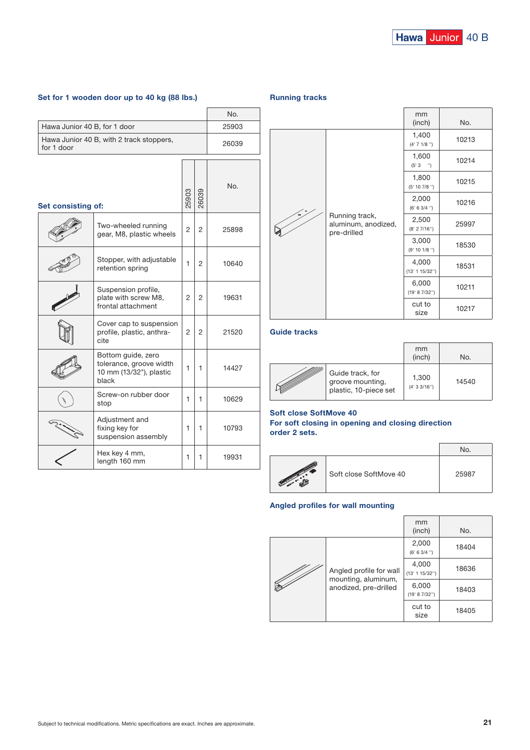Hawa Junior 40 B

## Set for 1 wooden door up to 40 kg (88 lbs.)

| | No. |
|---|---|
| Hawa Junior 40 B, for 1 door | 25903 |
| Hawa Junior 40 B, with 2 track stoppers, for 1 door | 26039 |

**Set consisting of:**

| | 25903 | 26039 | No. |
|---|---|---|---|
| Two-wheeled running gear, M8, plastic wheels | 2 | 2 | 25898 |
| Stopper, with adjustable retention spring | 1 | 2 | 10640 |
| Suspension profile, plate with screw M8, frontal attachment | 2 | 2 | 19631 |
| Cover cap to suspension profile, plastic, anthracite | 2 | 2 | 21520 |
| Bottom guide, zero tolerance, groove width 10 mm (13/32"), plastic black | 1 | 1 | 14427 |
| Screw-on rubber door stop | 1 | 1 | 10629 |
| Adjustment and fixing key for suspension assembly | 1 | 1 | 10793 |
| Hex key 4 mm, length 160 mm | 1 | 1 | 19931 |

## Running tracks

| | mm (inch) | No. |
|---|---|---|
| Running track, aluminum, anodized, pre-drilled | 1,400 (4' 7 1/8 ") | 10213 |
| | 1,600 (5' 3 ") | 10214 |
| | 1,800 (5' 10 7/8 ") | 10215 |
| | 2,000 (6' 6 3/4 ") | 10216 |
| | 2,500 (8' 2 7/16") | 25997 |
| | 3,000 (9' 10 1/8 ") | 18530 |
| | 4,000 (13' 1 15/32") | 18531 |
| | 6,000 (19' 8 7/32") | 10211 |
| | cut to size | 10217 |

## Guide tracks

| | mm (inch) | No. |
|---|---|---|
| Guide track, for groove mounting, plastic, 10-piece set | 1,300 (4' 3 3/16") | 14540 |

## Soft close SoftMove 40
## For soft closing in opening and closing direction order 2 sets.

| | No. |
|---|---|
| Soft close SoftMove 40 | 25987 |

## Angled profiles for wall mounting

| | mm (inch) | No. |
|---|---|---|
| Angled profile for wall mounting, aluminum, anodized, pre-drilled | 2,000 (6' 6 3/4 ") | 18404 |
| | 4,000 (13' 1 15/32") | 18636 |
| | 6,000 (19' 8 7/32") | 18403 |
| | cut to size | 18405 |

Subject to technical modifications. Metric specifications are exact. Inches are approximate.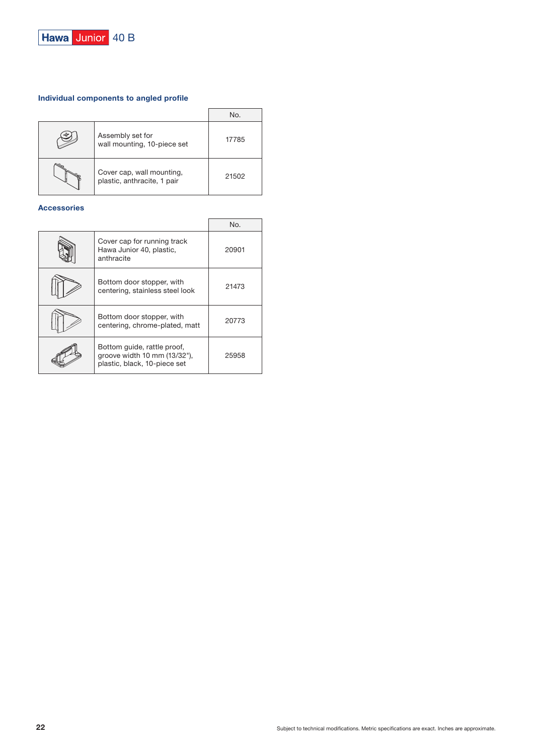## Individual components to angled profile

| | | No. |
|---|---|---|
| | Assembly set for wall mounting, 10-piece set | 17785 |
| | Cover cap, wall mounting, plastic, anthracite, 1 pair | 21502 |

## Accessories

| | | No. |
|---|---|---|
| | Cover cap for running track Hawa Junior 40, plastic, anthracite | 20901 |
| | Bottom door stopper, with centering, stainless steel look | 21473 |
| | Bottom door stopper, with centering, chrome-plated, matt | 20773 |
| | Bottom guide, rattle proof, groove width 10 mm (13/32"), plastic, black, 10-piece set | 25958 |

Subject to technical modifications. Metric specifications are exact. Inches are approximate.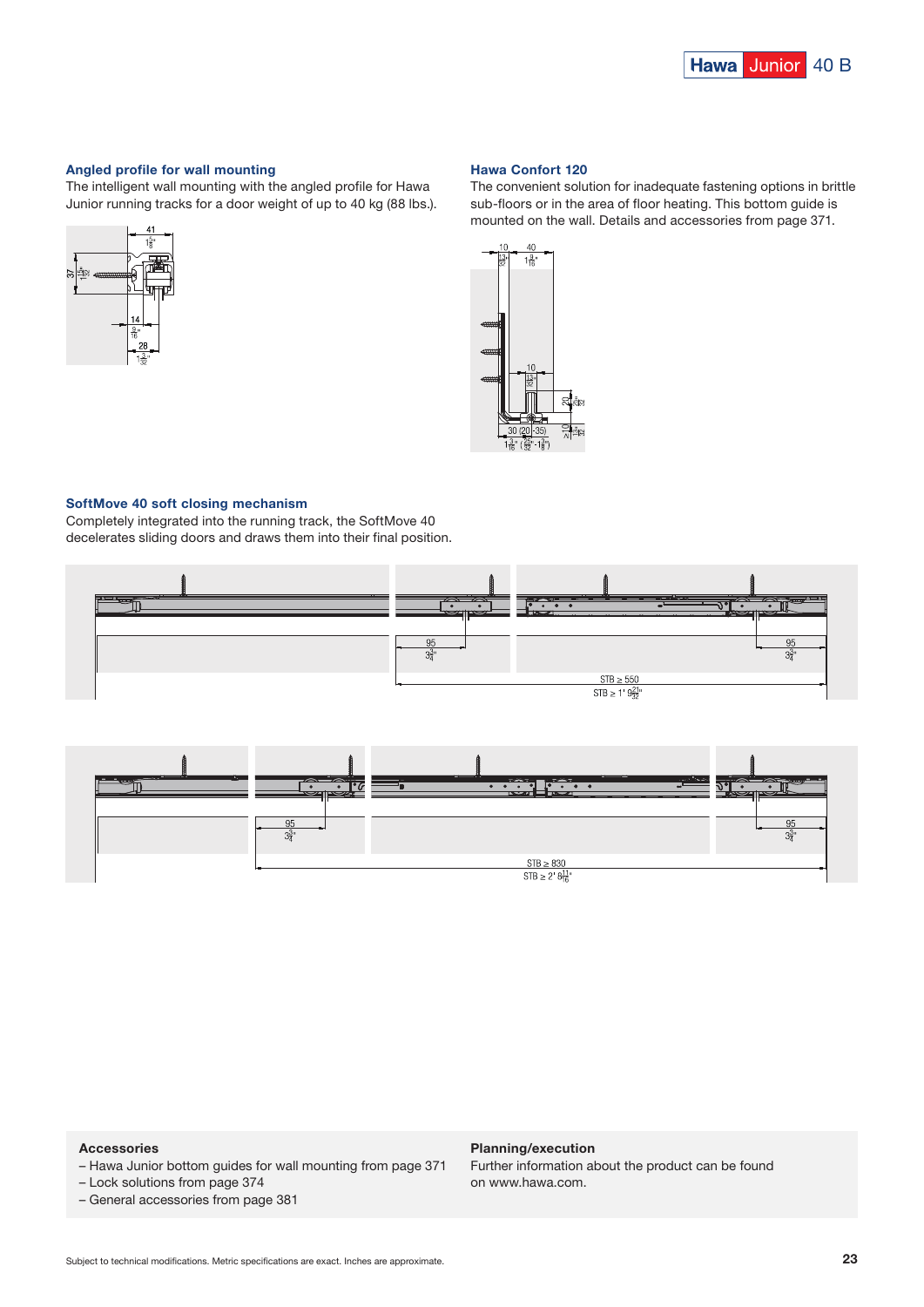### Angled profile for wall mounting

The intelligent wall mounting with the angled profile for Hawa Junior running tracks for a door weight of up to 40 kg (88 lbs.).

41
$1\frac{5}{8}$"
37
$1\frac{15}{32}$"
14
$\frac{9}{16}$"
28
$1\frac{3}{32}$"

### Hawa Confort 120

The convenient solution for inadequate fastening options in brittle sub-floors or in the area of floor heating. This bottom guide is mounted on the wall. Details and accessories from page 371.

10
$\frac{13}{32}$"
40
$1\frac{9}{16}$"
10
$\frac{13}{32}$"
30 (20–35)
$1\frac{3}{16}$" ($\frac{25}{32}$"–$1\frac{3}{8}$")

### SoftMove 40 soft closing mechanism

Completely integrated into the running track, the SoftMove 40 decelerates sliding doors and draws them into their final position.

95
$3\frac{3}{4}$"
95
$3\frac{3}{4}$"
STB ≥ 550
STB ≥ 1' $9\frac{21}{32}$"

95
$3\frac{3}{4}$"
95
$3\frac{3}{4}$"
STB ≥ 830
STB ≥ 2' $8\frac{11}{16}$"

**Accessories**
- Hawa Junior bottom guides for wall mounting from page 371
- Lock solutions from page 374
- General accessories from page 381

**Planning/execution**
Further information about the product can be found on www.hawa.com.

Subject to technical modifications. Metric specifications are exact. Inches are approximate.